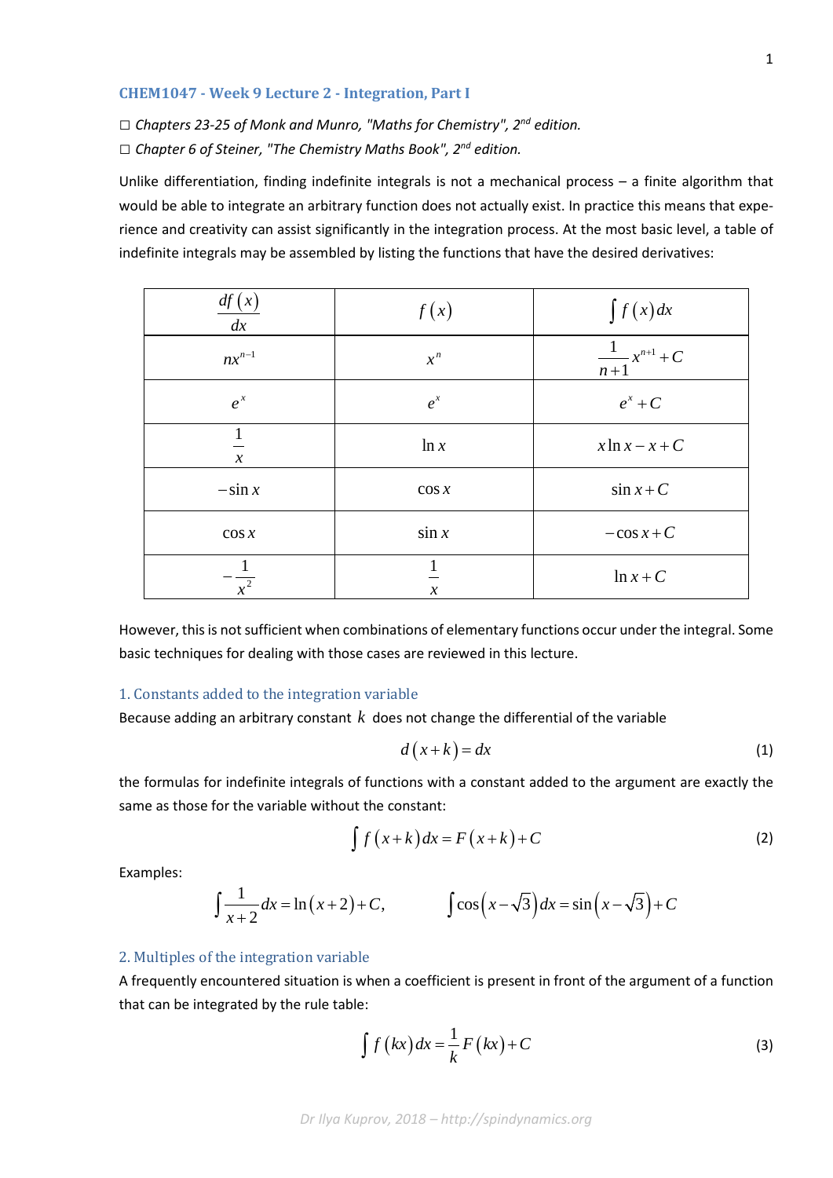# CHEM1047 - Week 9 Lecture 2 - Integration, Part I

☐ *Chapters 23-25 of Monk and Munro, "Maths for Chemistry", 2[nd] edition.*

☐ *Chapter 6 of Steiner, "The Chemistry Maths Book", 2[nd] edition.*

Unlike differentiation, finding indefinite integrals is not a mechanical process – a finite algorithm that would be able to integrate an arbitrary function does not actually exist. In practice this means that experience and creativity can assist significantly in the integration process. At the most basic level, a table of indefinite integrals may be assembled by listing the functions that have the desired derivatives:

| $\dfrac{df(x)}{dx}$ | $f(x)$ | $\int f(x)\,dx$ |
|---|---|---|
| $nx^{n-1}$ | $x^n$ | $\dfrac{1}{n+1}x^{n+1}+C$ |
| $e^x$ | $e^x$ | $e^x+C$ |
| $\dfrac{1}{x}$ | $\ln x$ | $x\ln x - x + C$ |
| $-\sin x$ | $\cos x$ | $\sin x + C$ |
| $\cos x$ | $\sin x$ | $-\cos x + C$ |
| $-\dfrac{1}{x^2}$ | $\dfrac{1}{x}$ | $\ln x + C$ |

However, this is not sufficient when combinations of elementary functions occur under the integral. Some basic techniques for dealing with those cases are reviewed in this lecture.

## 1. Constants added to the integration variable

Because adding an arbitrary constant $k$ does not change the differential of the variable

$$d(x+k) = dx \tag{1}$$

the formulas for indefinite integrals of functions with a constant added to the argument are exactly the same as those for the variable without the constant:

$$\int f(x+k)\,dx = F(x+k)+C \tag{2}$$

Examples:

$$\int \frac{1}{x+2}dx = \ln(x+2)+C, \qquad \int \cos\left(x-\sqrt{3}\right)dx = \sin\left(x-\sqrt{3}\right)+C$$

## 2. Multiples of the integration variable

A frequently encountered situation is when a coefficient is present in front of the argument of a function that can be integrated by the rule table:

$$\int f(kx)\,dx = \frac{1}{k}F(kx)+C \tag{3}$$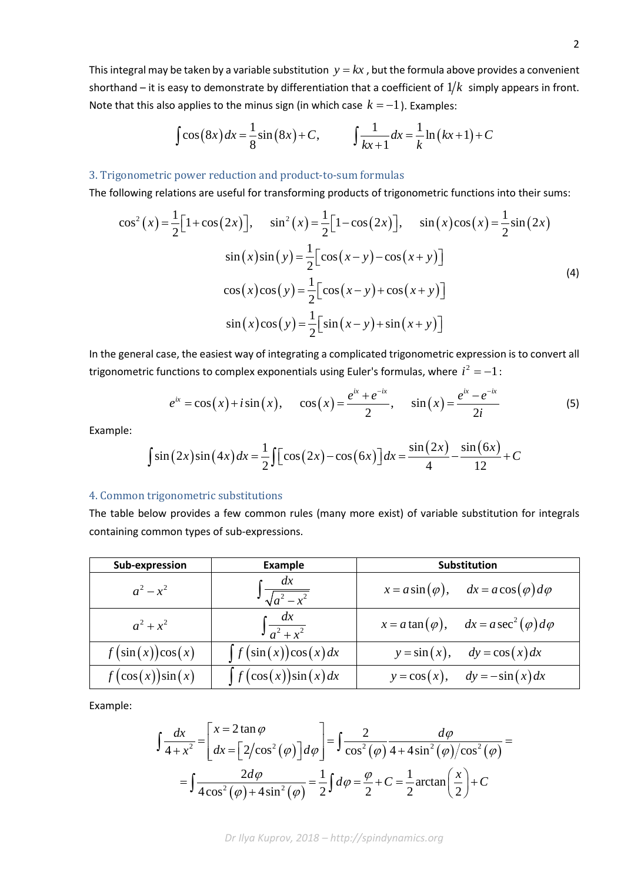This integral may be taken by a variable substitution $y = kx$, but the formula above provides a convenient shorthand – it is easy to demonstrate by differentiation that a coefficient of $1/k$ simply appears in front. Note that this also applies to the minus sign (in which case $k = -1$). Examples:

$$\int \cos(8x)\,dx = \frac{1}{8}\sin(8x) + C, \qquad \int \frac{1}{kx+1}dx = \frac{1}{k}\ln(kx+1) + C$$

### 3. Trigonometric power reduction and product-to-sum formulas

The following relations are useful for transforming products of trigonometric functions into their sums:

$$\begin{gathered}
\cos^2(x) = \frac{1}{2}\big[1+\cos(2x)\big], \quad \sin^2(x) = \frac{1}{2}\big[1-\cos(2x)\big], \quad \sin(x)\cos(x) = \frac{1}{2}\sin(2x) \\
\sin(x)\sin(y) = \frac{1}{2}\big[\cos(x-y) - \cos(x+y)\big] \\
\cos(x)\cos(y) = \frac{1}{2}\big[\cos(x-y) + \cos(x+y)\big] \\
\sin(x)\cos(y) = \frac{1}{2}\big[\sin(x-y) + \sin(x+y)\big]
\end{gathered} \tag{4}$$

In the general case, the easiest way of integrating a complicated trigonometric expression is to convert all trigonometric functions to complex exponentials using Euler's formulas, where $i^2 = -1$:

$$e^{ix} = \cos(x) + i\sin(x), \quad \cos(x) = \frac{e^{ix}+e^{-ix}}{2}, \quad \sin(x) = \frac{e^{ix}-e^{-ix}}{2i} \tag{5}$$

Example:

$$\int \sin(2x)\sin(4x)\,dx = \frac{1}{2}\int\big[\cos(2x) - \cos(6x)\big]dx = \frac{\sin(2x)}{4} - \frac{\sin(6x)}{12} + C$$

### 4. Common trigonometric substitutions

The table below provides a few common rules (many more exist) of variable substitution for integrals containing common types of sub-expressions.

| Sub-expression | Example | Substitution |
|---|---|---|
| $a^2 - x^2$ | $\int \frac{dx}{\sqrt{a^2-x^2}}$ | $x = a\sin(\varphi), \quad dx = a\cos(\varphi)\,d\varphi$ |
| $a^2 + x^2$ | $\int \frac{dx}{a^2+x^2}$ | $x = a\tan(\varphi), \quad dx = a\sec^2(\varphi)\,d\varphi$ |
| $f(\sin(x))\cos(x)$ | $\int f(\sin(x))\cos(x)\,dx$ | $y = \sin(x), \quad dy = \cos(x)\,dx$ |
| $f(\cos(x))\sin(x)$ | $\int f(\cos(x))\sin(x)\,dx$ | $y = \cos(x), \quad dy = -\sin(x)\,dx$ |

Example:

$$\begin{aligned}
\int \frac{dx}{4+x^2} &= \begin{bmatrix} x = 2\tan\varphi \\ dx = \big[2/\cos^2(\varphi)\big]d\varphi \end{bmatrix} = \int \frac{2}{\cos^2(\varphi)}\frac{d\varphi}{4+4\sin^2(\varphi)/\cos^2(\varphi)} = \\
&= \int \frac{2\,d\varphi}{4\cos^2(\varphi) + 4\sin^2(\varphi)} = \frac{1}{2}\int d\varphi = \frac{\varphi}{2} + C = \frac{1}{2}\arctan\left(\frac{x}{2}\right) + C
\end{aligned}$$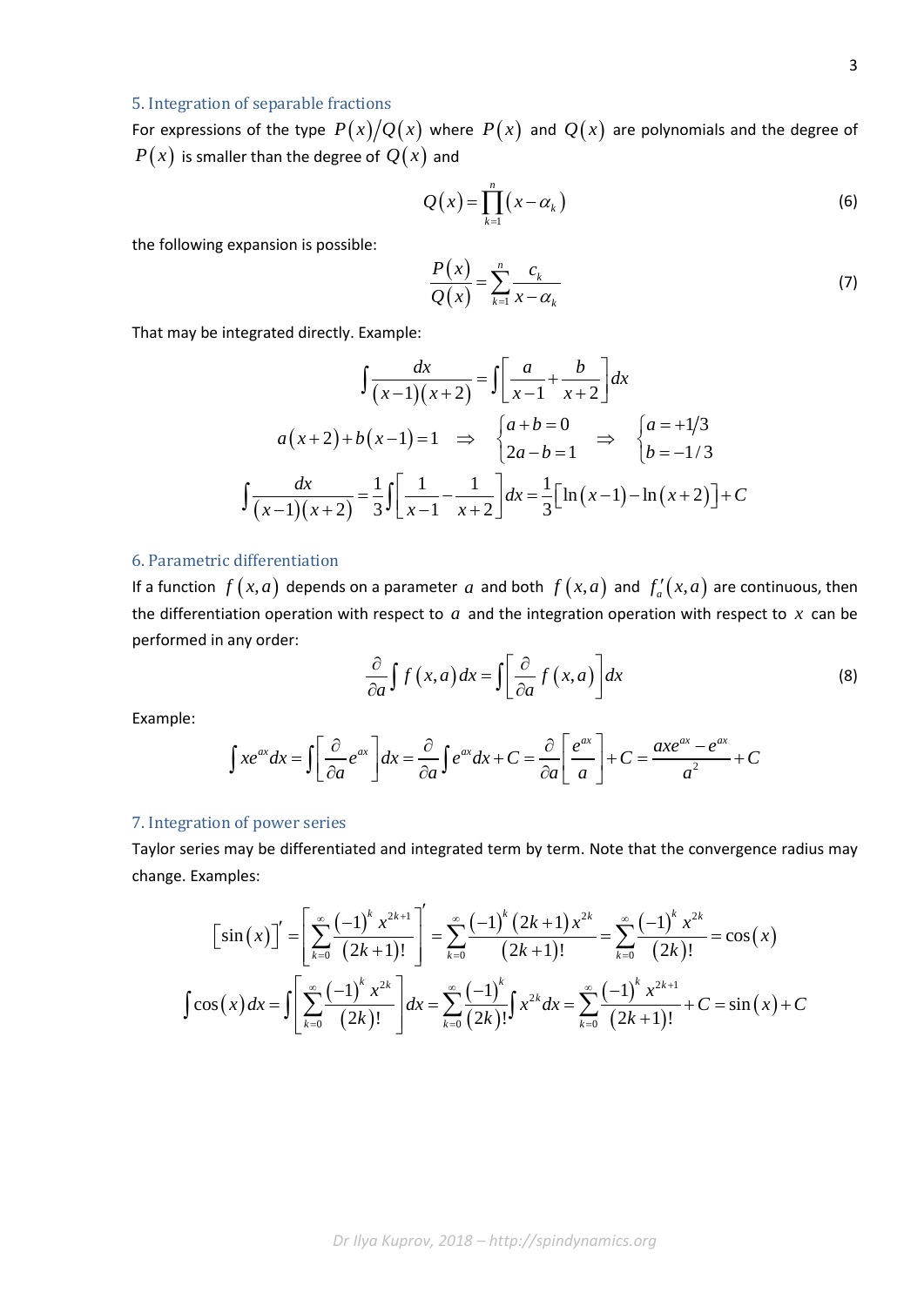## 5. Integration of separable fractions

For expressions of the type $P(x)/Q(x)$ where $P(x)$ and $Q(x)$ are polynomials and the degree of $P(x)$ is smaller than the degree of $Q(x)$ and

$$Q(x) = \prod_{k=1}^{n} (x - \alpha_k) \tag{6}$$

the following expansion is possible:

$$\frac{P(x)}{Q(x)} = \sum_{k=1}^{n} \frac{c_k}{x - \alpha_k} \tag{7}$$

That may be integrated directly. Example:

$$\int \frac{dx}{(x-1)(x+2)} = \int \left[ \frac{a}{x-1} + \frac{b}{x+2} \right] dx$$

$$a(x+2) + b(x-1) = 1 \quad \Rightarrow \quad \begin{cases} a + b = 0 \\ 2a - b = 1 \end{cases} \quad \Rightarrow \quad \begin{cases} a = +1/3 \\ b = -1/3 \end{cases}$$

$$\int \frac{dx}{(x-1)(x+2)} = \frac{1}{3} \int \left[ \frac{1}{x-1} - \frac{1}{x+2} \right] dx = \frac{1}{3} \left[ \ln(x-1) - \ln(x+2) \right] + C$$

## 6. Parametric differentiation

If a function $f(x,a)$ depends on a parameter $a$ and both $f(x,a)$ and $f'_a(x,a)$ are continuous, then the differentiation operation with respect to $a$ and the integration operation with respect to $x$ can be performed in any order:

$$\frac{\partial}{\partial a} \int f(x,a)\, dx = \int \left[ \frac{\partial}{\partial a} f(x,a) \right] dx \tag{8}$$

Example:

$$\int x e^{ax} dx = \int \left[ \frac{\partial}{\partial a} e^{ax} \right] dx = \frac{\partial}{\partial a} \int e^{ax} dx + C = \frac{\partial}{\partial a} \left[ \frac{e^{ax}}{a} \right] + C = \frac{a x e^{ax} - e^{ax}}{a^2} + C$$

## 7. Integration of power series

Taylor series may be differentiated and integrated term by term. Note that the convergence radius may change. Examples:

$$\left[ \sin(x) \right]' = \left[ \sum_{k=0}^{\infty} \frac{(-1)^k x^{2k+1}}{(2k+1)!} \right]' = \sum_{k=0}^{\infty} \frac{(-1)^k (2k+1) x^{2k}}{(2k+1)!} = \sum_{k=0}^{\infty} \frac{(-1)^k x^{2k}}{(2k)!} = \cos(x)$$

$$\int \cos(x)\, dx = \int \left[ \sum_{k=0}^{\infty} \frac{(-1)^k x^{2k}}{(2k)!} \right] dx = \sum_{k=0}^{\infty} \frac{(-1)^k}{(2k)!} \int x^{2k} dx = \sum_{k=0}^{\infty} \frac{(-1)^k x^{2k+1}}{(2k+1)!} + C = \sin(x) + C$$